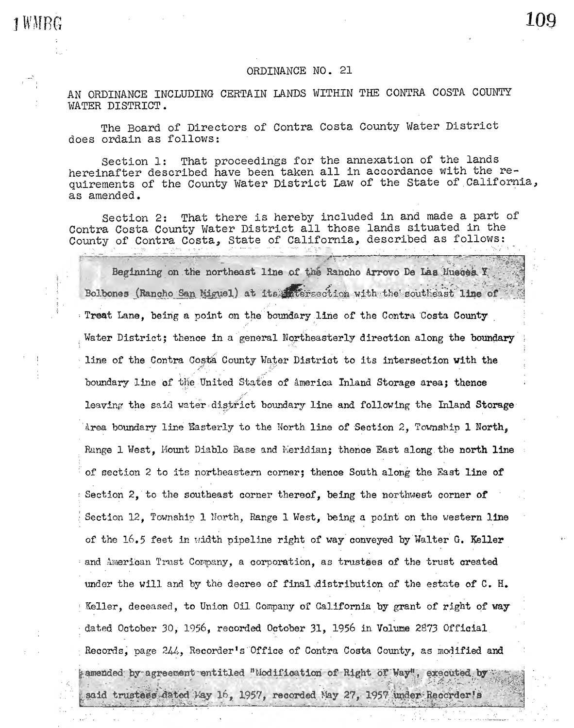# ORDINANCE NO. 21

AN ORDINANCE INCLUDING CERTAIN LANDS WITHIN THE CONTRA COSTA COUNTY WATER DISTRICT.

The Board of Directors of Contra Costa County Water District does ordain as follows:

Section 1: That proceedings for the annexation of the lands hereinafter described have been taken all in accordance with the requirements of the County Water District Law of the State of California, as amended.

Section 2: That there is hereby included in and made a part of Contra Costa County Water District all those lands situated in the County of Contra Costa, State of California, described as follows:

Beginning on the northeast line of the Rancho Arroyo De Las Nueces Y Bolbones (Rancho San Miguel) at its intersection with the southeast line of Treat Lane, being a point on the boundary line of the Contra Costa County Water District; thence in a general Northeasterly direction along the boundary line of the Contra Costa County Water District to its intersection with the boundary line of the United States of America Inland Storage area; thence leaving the said water district boundary line and following the Inland Storage Area boundary line Easterly to the North line of Section 2, Township 1 North, Range 1 West, Mount Diablo Base and Meridian; thence East along the north line of section 2 to its northeastern corner; thence South along the East line of Section 2, to the southeast corner thereof, being the northwest corner of Section 12, Township 1 North, Range 1 West, being a point on the western line of the 16.5 feet in width pipeline right of way conveyed by Walter G. Keller and American Trust Company, a corporation, as trustees of the trust created under the will and by the decree of final distribution of the estate of C. H. Keller, deceased, to Union Oil Company of California by grant of right of way dated October 30, 1956, recorded October 31, 1956 in Volume 2873 Official Records, page 244, Recorder's Office of Contra Costa County, as modified and amended by agreement entitled "Modification of Right of Way", executed by said trustees dated May 16, 1957, recorded May 27, 1957 under Recorder's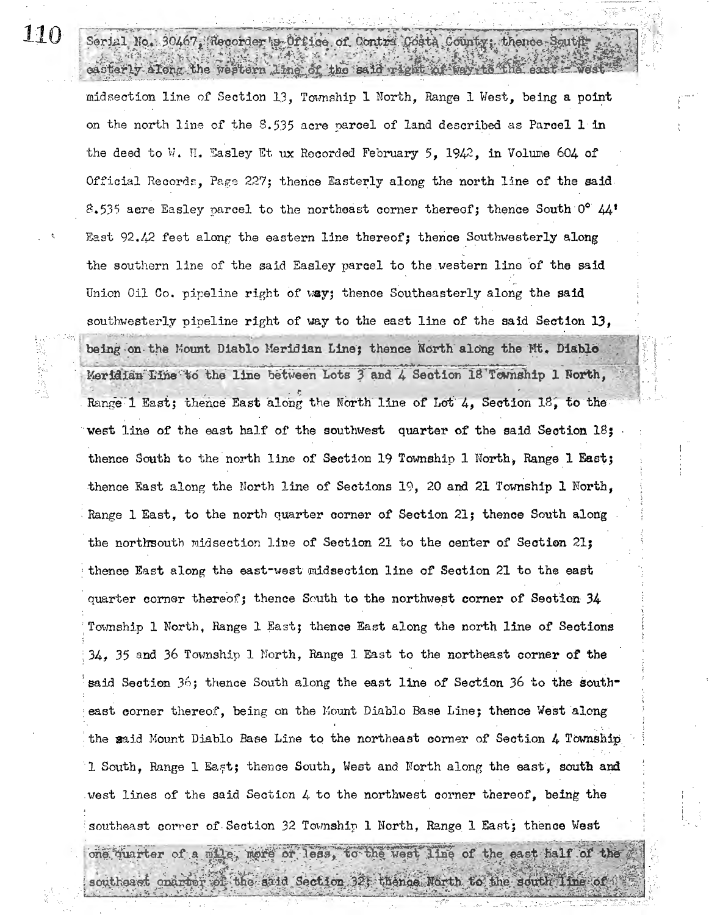Serial No. 30467, Recorder's Office of Contra Costa County; thence Southeasterly along the western line of the said right of way to the east - west midsection line of Section 13, Township 1 North, Range 1 West, being a point on the north line of the 8.535 acre parcel of land described as Parcel 1 in the deed to W. H. Easley Et ux Recorded February 5, 1942, in Volume 604 of Official Records, Page 227; thence Easterly along the north line of the said 8.535 acre Easley parcel to the northeast corner thereof; thence South 0° 44' East 92.42 feet along the eastern line thereof; thence Southwesterly along the southern line of the said Easley parcel to the western line of the said Union Oil Co. pipeline right of way; thence Southeasterly along the said southwesterly pipeline right of way to the east line of the said Section 13, being on the Mount Diablo Meridian Line; thence North along the Mt. Diablo Meridian Line to the line between Lots 3 and 4 Section 18 Township 1 North, Range 1 East; thence East along the North line of Lot 4, Section 18, to the west line of the east half of the southwest quarter of the said Section 18; thence South to the north line of Section 19 Township 1 North, Range 1 East; thence East along the North line of Sections 19, 20 and 21 Township 1 North, Range 1 East, to the north quarter corner of Section 21; thence South along the northsouth midsection line of Section 21 to the center of Section 21; thence East along the east-west midsection line of Section 21 to the east quarter corner thereof; thence South to the northwest corner of Section 34 Township 1 North, Range 1 East; thence East along the north line of Sections 34, 35 and 36 Township 1 North, Range 1 East to the northeast corner of the said Section 36; thence South along the east line of Section 36 to the southeast corner thereof, being on the Mount Diablo Base Line; thence West along the said Mount Diablo Base Line to the northeast corner of Section 4 Township 1 South, Range 1 East; thence South, West and North along the east, south and west lines of the said Section 4 to the northwest corner thereof, being the southeast corner of Section 32 Township 1 North, Range 1 East; thence West one quarter of a mile, more or less, to the west line of the east half of the southeast quarter of the said Section 32; thence North to the south line of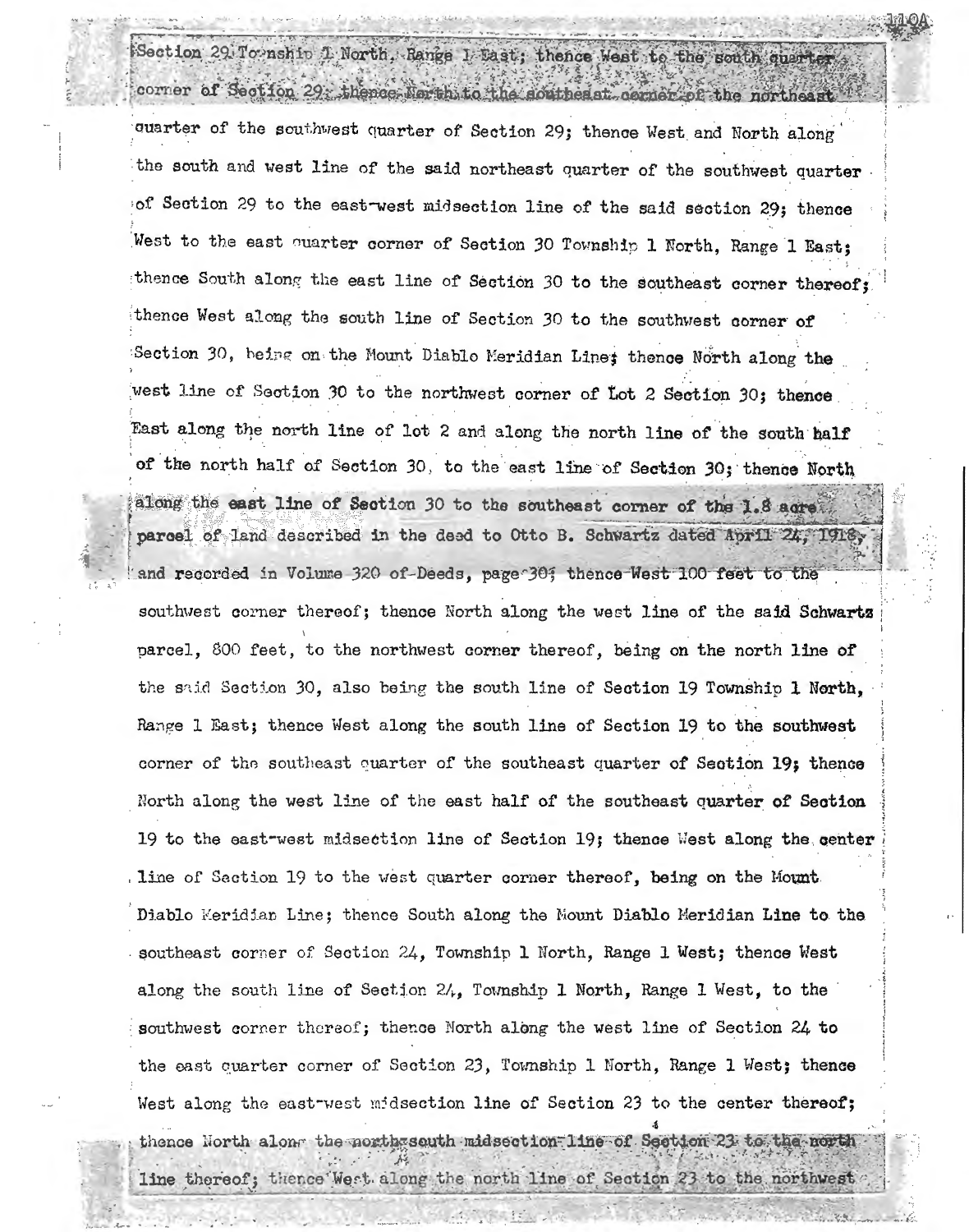Section 29 Township 1 North, Range 1 East; thence West to the south quarter corner of Section 29; thence North to the southeast corner of the northeast quarter of the southwest quarter of Section 29; thence West and North along the south and west line of the said northeast quarter of the southwest quarter of Section 29 to the east-west midsection line of the said section 29; thence West to the east quarter corner of Section 30 Township 1 North, Range 1 East; thence South along the east line of Section 30 to the southeast corner thereof; thence West along the south line of Section 30 to the southwest corner of Section 30, being on the Mount Diablo Meridian Line; thence North along the west line of Section 30 to the northwest corner of Lot 2 Section 30; thence East along the north line of lot 2 and along the north line of the south half of the north half of Section 30, to the east line of Section 30; thence North along the east line of Section 30 to the southeast corner of the 1.8 acre parcel of land described in the deed to Otto B. Schwartz dated April 24, 1918, and recorded in Volume 320 of Deeds, page 30; thence West 100 feet to the southwest corner thereof; thence North along the west line of the said Schwartz parcel, 800 feet, to the northwest corner thereof, being on the north line of the said Section 30, also being the south line of Section 19 Township 1 North, Range 1 East; thence West along the south line of Section 19 to the southwest corner of the southeast quarter of the southeast quarter of Section 19; thence North along the west line of the east half of the southeast quarter of Section 19 to the east-west midsection line of Section 19; thence West along the center line of Section 19 to the west quarter corner thereof, being on the Mount Diablo Meridian Line; thence South along the Mount Diablo Meridian Line to the southeast corner of Section 24, Township 1 North, Range 1 West; thence West along the south line of Section 24, Township 1 North, Range 1 West, to the southwest corner thereof; thence North along the west line of Section 24 to the east quarter corner of Section 23, Township 1 North, Range 1 West; thence West along the east-west midsection line of Section 23 to the center thereof; thence North along the north-south midsection line of Section 23 to the north line thereof; thence West along the north line of Section 23 to the northwest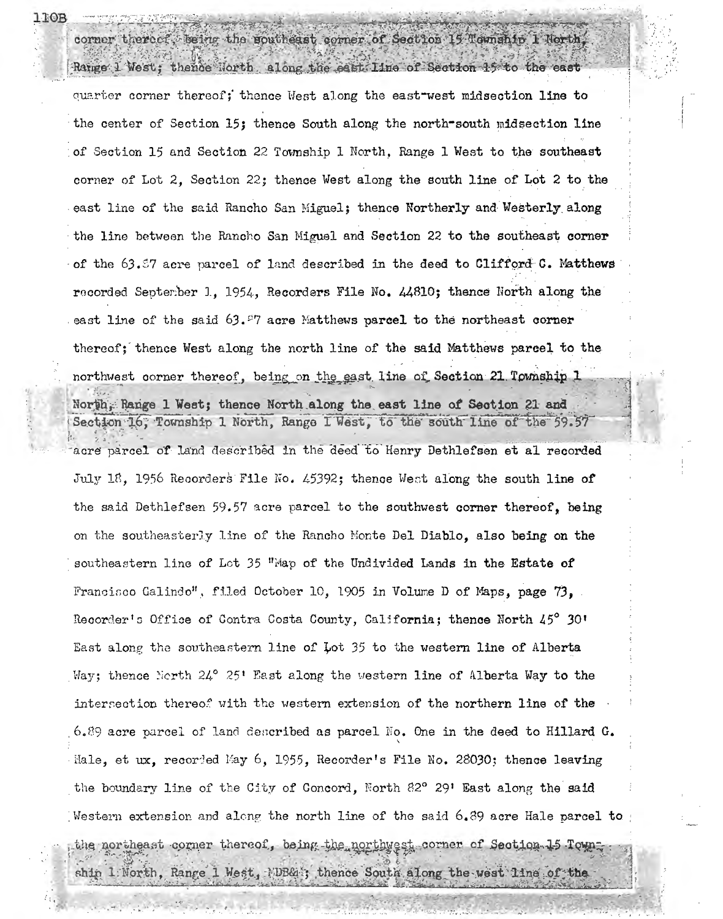corner thereof, being the southeast corner of Section 15 Township 1 North, Range 1 West; thence North along the east line of Section 15 to the east quarter corner thereof; thence West along the east-west midsection line to the center of Section 15; thence South along the north-south midsection line of Section 15 and Section 22 Township 1 North, Range 1 West to the southeast corner of Lot 2, Section 22; thence West along the south line of Lot 2 to the east line of the said Rancho San Miguel; thence Northerly and Westerly along the line between the Rancho San Miguel and Section 22 to the southeast corner of the 63.57 acre parcel of land described in the deed to Clifford C. Matthews recorded September 1, 1954, Recorders File No. 44810; thence North along the east line of the said 63.57 acre Matthews parcel to the northeast corner thereof; thence West along the north line of the said Matthews parcel to the northwest corner thereof, being on the east line of Section 21 Township 1 North, Range 1 West; thence North along the east line of Section 21 and Section 16, Township 1 North, Range 1 West, to the south line of the 59.57 acre parcel of land described in the deed to Henry Dethlefsen et al recorded July 18, 1956 Recorders File No. 45392; thence West along the south line of the said Dethlefsen 59.57 acre parcel to the southwest corner thereof, being on the southeasterly line of the Rancho Monte Del Diablo, also being on the southeastern line of Lot 35 "Map of the Undivided Lands in the Estate of Francisco Galindo", filed October 10, 1905 in Volume D of Maps, page 73, Recorder's Office of Contra Costa County, California; thence North 45° 30' East along the southeastern line of Lot 35 to the western line of Alberta Way; thence North 24° 25' East along the western line of Alberta Way to the intersection thereof with the western extension of the northern line of the 6.89 acre parcel of land described as parcel No. One in the deed to Hillard G. Hale, et ux, recorded May 6, 1955, Recorder's File No. 28030; thence leaving the boundary line of the City of Concord, North 82° 29' East along the said Western extension and along the north line of the said 6.89 acre Hale parcel to the northeast corner thereof, being the northwest corner of Section 15 Township 1 North, Range 1 West, MDB&M; thence South along the west line of the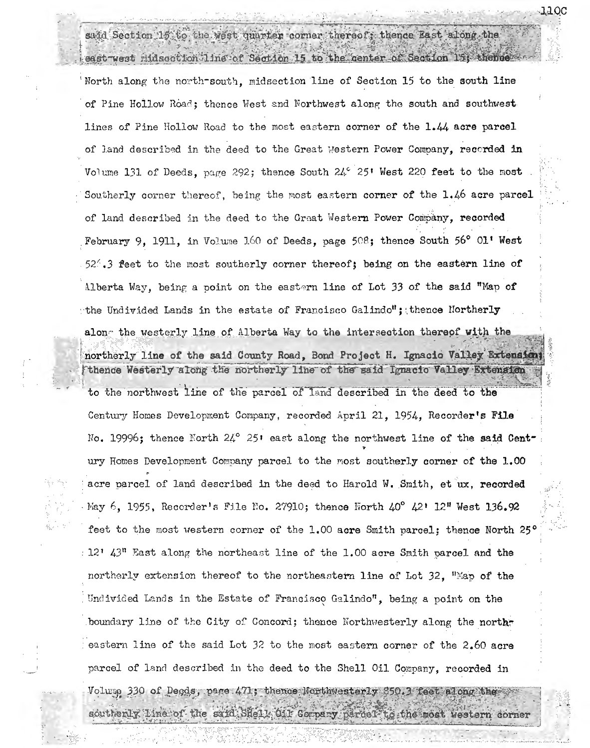said Section 15 to the west quarter corner thereof; thence East along the east-west midsection line of Section 15 to the center of Section 15; thence North along the north-south, midsection line of Section 15 to the south line of Pine Hollow Road; thence West and Northwest along the south and southwest lines of Pine Hollow Road to the most eastern corner of the 1.44 acre parcel of land described in the deed to the Great Western Power Company, recorded in Volume 131 of Deeds, page 292; thence South 24° 25' West 220 feet to the most Southerly corner thereof, being the most eastern corner of the 1.46 acre parcel of land described in the deed to the Great Western Power Company, recorded February 9, 1911, in Volume 160 of Deeds, page 508; thence South 56° 01' West 52?.3 feet to the most southerly corner thereof; being on the eastern line of Alberta Way, being a point on the eastern line of Lot 33 of the said "Map of the Undivided Lands in the estate of Francisco Galindo"; thence Northerly along the westerly line of Alberta Way to the intersection thereof with the northerly line of the said County Road, Bond Project H. Ignacio Valley Extension; thence Westerly along the northerly line of the said Ignacio Valley Extension to the northwest line of the parcel of land described in the deed to the Century Homes Development Company, recorded April 21, 1954, Recorder's File No. 19996; thence North 24° 25' east along the northwest line of the said Century Homes Development Company parcel to the most southerly corner of the 1.00 acre parcel of land described in the deed to Harold W. Smith, et ux, recorded May 6, 1955, Recorder's File No. 27910; thence North 40° 42' 12" West 136.92 feet to the most western corner of the 1.00 acre Smith parcel; thence North 25° 12' 43" East along the northeast line of the 1.00 acre Smith parcel and the northerly extension thereof to the northeastern line of Lot 32, "Map of the Undivided Lands in the Estate of Francisco Galindo", being a point on the boundary line of the City of Concord; thence Northwesterly along the northeastern line of the said Lot 32 to the most eastern corner of the 2.60 acre parcel of land described in the deed to the Shell Oil Company, recorded in Volume 330 of Deeds, page 471; thence Northwesterly 350.3 feet along the southerly line of the said Shell Oil Company parcel to the most western corner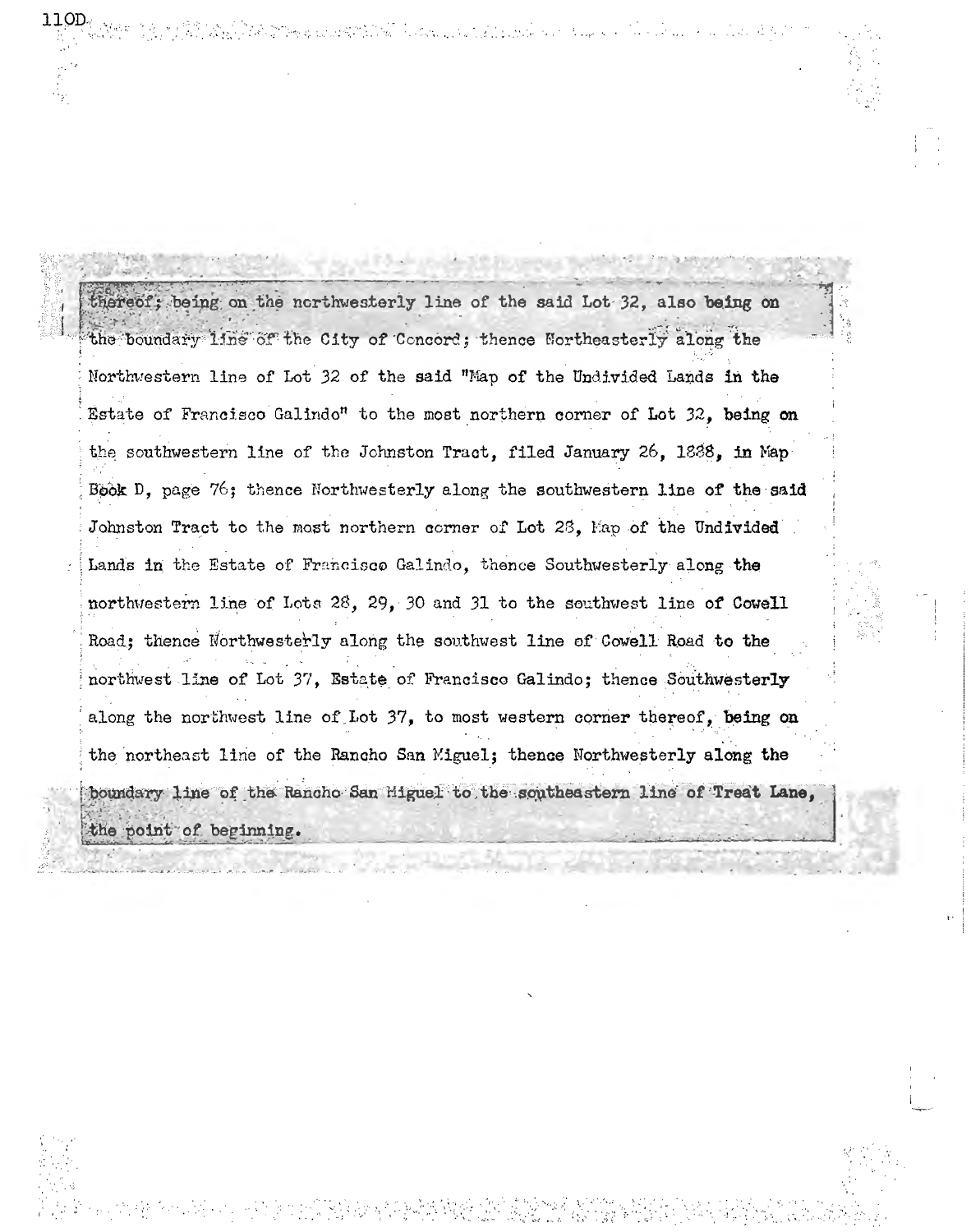thereof; being on the northwesterly line of the said Lot 32, also being on the boundary line of the City of Concord; thence Northeasterly along the Northwestern line of Lot 32 of the said "Map of the Undivided Lands in the Estate of Francisco Galindo" to the most northern corner of Lot 32, being on the southwestern line of the Johnston Tract, filed January 26, 1888, in Map Book D, page 76; thence Northwesterly along the southwestern line of the said Johnston Tract to the most northern corner of Lot 28, Map of the Undivided Lands in the Estate of Francisco Galindo, thence Southwesterly along the northwestern line of Lots 28, 29, 30 and 31 to the southwest line of Cowell Road; thence Northwesterly along the southwest line of Cowell Road to the northwest line of Lot 37, Estate of Francisco Galindo; thence Southwesterly along the northwest line of Lot 37, to most western corner thereof, being on the northeast line of the Rancho San Miguel; thence Northwesterly along the boundary line of the Rancho San Miguel to the southeastern line of Treat Lane, the point of beginning.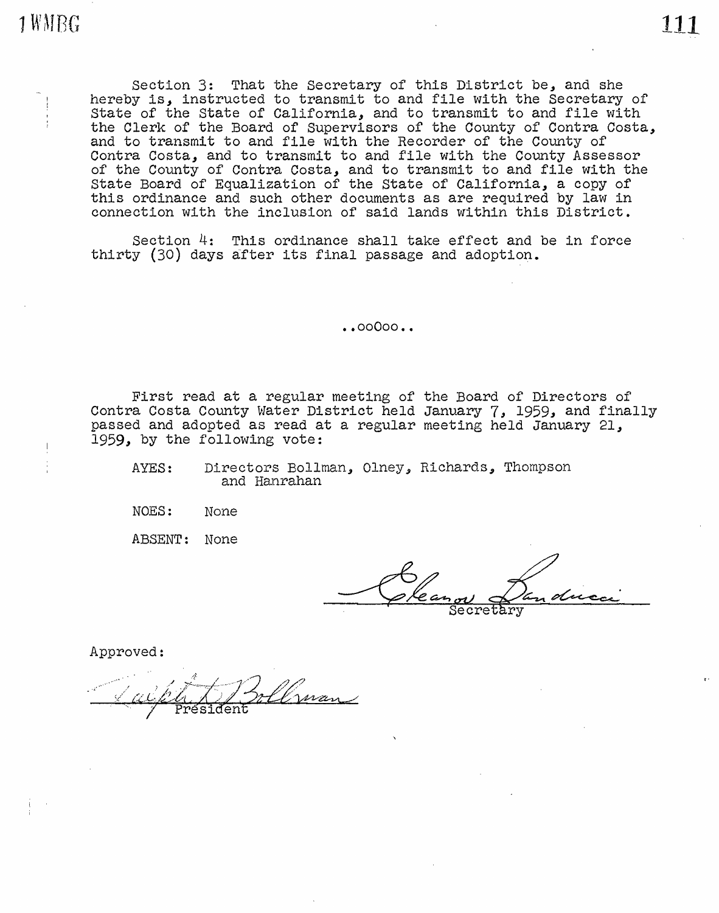Section 3: That the Secretary of this District be, and she hereby is, instructed to transmit to and file with the Secretary of State of the State of California, and to transmit to and file with the Clerk of the Board of Supervisors of the County of Contra Costa, and to transmit to and file with the Recorder of the County of Contra Costa, and to transmit to and file with the County Assessor of the County of Contra Costa, and to transmit to and file with the State Board of Equalization of the State of California, a copy of this ordinance and such other documents as are required by law in connection with the inclusion of said lands within this District.

Section 4: This ordinance shall take effect and be in force thirty (30) days after its final passage and adoption.

..ooOoo..

First read at a regular meeting of the Board of Directors of Contra Costa County Water District held January 7, 1959, and finally passed and adopted as read at a regular meeting held January 21, 1959, by the following vote:

AYES: Directors Bollman, Olney, Richards, Thompson and Hanrahan

NOES: None

ABSENT: None

Eleanor Landucci
Secretary

Approved:

Ralph D. Bollman
President